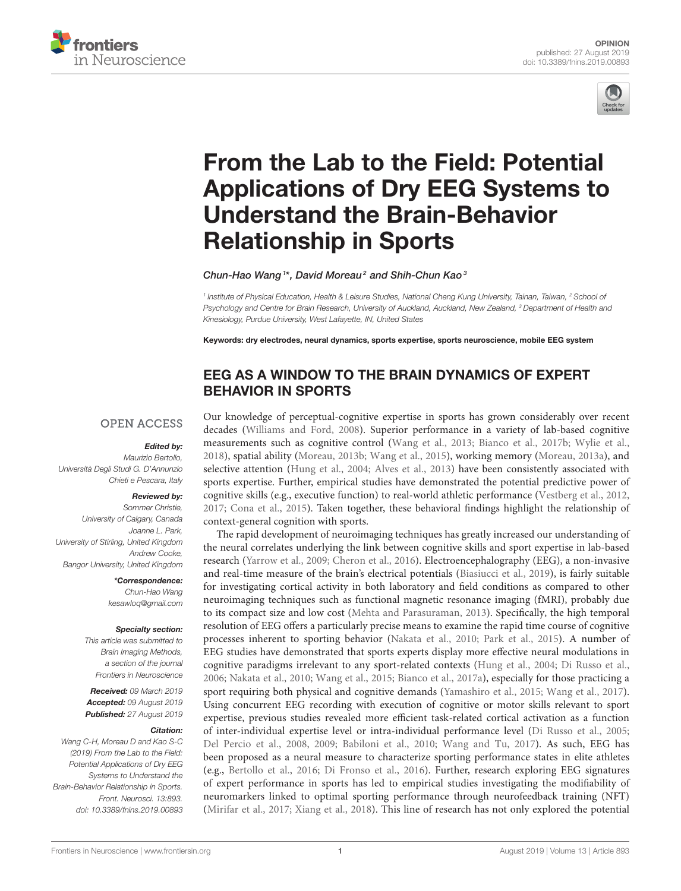OPINION
published: 27 August 2019
doi: 10.3389/fnins.2019.00893

# From the Lab to the Field: Potential Applications of Dry EEG Systems to Understand the Brain-Behavior Relationship in Sports

*Chun-Hao Wang[1]*, David Moreau[2] and Shih-Chun Kao[3]*

[1] Institute of Physical Education, Health & Leisure Studies, National Cheng Kung University, Tainan, Taiwan, [2] School of Psychology and Centre for Brain Research, University of Auckland, Auckland, New Zealand, [3] Department of Health and Kinesiology, Purdue University, West Lafayette, IN, United States

**Keywords: dry electrodes, neural dynamics, sports expertise, sports neuroscience, mobile EEG system**

OPEN ACCESS

***Edited by:***
Maurizio Bertollo,
Università Degli Studi G. D'Annunzio Chieti e Pescara, Italy

***Reviewed by:***
Sommer Christie,
University of Calgary, Canada
Joanne L. Park,
University of Stirling, United Kingdom
Andrew Cooke,
Bangor University, United Kingdom

***\*Correspondence:***
Chun-Hao Wang
kesawloq@gmail.com

***Specialty section:***
This article was submitted to Brain Imaging Methods, a section of the journal Frontiers in Neuroscience

***Received:*** 09 March 2019
***Accepted:*** 09 August 2019
***Published:*** 27 August 2019

***Citation:***
Wang C-H, Moreau D and Kao S-C (2019) From the Lab to the Field: Potential Applications of Dry EEG Systems to Understand the Brain-Behavior Relationship in Sports. Front. Neurosci. 13:893. doi: 10.3389/fnins.2019.00893

## EEG AS A WINDOW TO THE BRAIN DYNAMICS OF EXPERT BEHAVIOR IN SPORTS

Our knowledge of perceptual-cognitive expertise in sports has grown considerably over recent decades (Williams and Ford, 2008). Superior performance in a variety of lab-based cognitive measurements such as cognitive control (Wang et al., 2013; Bianco et al., 2017b; Wylie et al., 2018), spatial ability (Moreau, 2013b; Wang et al., 2015), working memory (Moreau, 2013a), and selective attention (Hung et al., 2004; Alves et al., 2013) have been consistently associated with sports expertise. Further, empirical studies have demonstrated the potential predictive power of cognitive skills (e.g., executive function) to real-world athletic performance (Vestberg et al., 2012, 2017; Cona et al., 2015). Taken together, these behavioral findings highlight the relationship of context-general cognition with sports.

The rapid development of neuroimaging techniques has greatly increased our understanding of the neural correlates underlying the link between cognitive skills and sport expertise in lab-based research (Yarrow et al., 2009; Cheron et al., 2016). Electroencephalography (EEG), a non-invasive and real-time measure of the brain's electrical potentials (Biasiucci et al., 2019), is fairly suitable for investigating cortical activity in both laboratory and field conditions as compared to other neuroimaging techniques such as functional magnetic resonance imaging (fMRI), probably due to its compact size and low cost (Mehta and Parasuraman, 2013). Specifically, the high temporal resolution of EEG offers a particularly precise means to examine the rapid time course of cognitive processes inherent to sporting behavior (Nakata et al., 2010; Park et al., 2015). A number of EEG studies have demonstrated that sports experts display more effective neural modulations in cognitive paradigms irrelevant to any sport-related contexts (Hung et al., 2004; Di Russo et al., 2006; Nakata et al., 2010; Wang et al., 2015; Bianco et al., 2017a), especially for those practicing a sport requiring both physical and cognitive demands (Yamashiro et al., 2015; Wang et al., 2017). Using concurrent EEG recording with execution of cognitive or motor skills relevant to sport expertise, previous studies revealed more efficient task-related cortical activation as a function of inter-individual expertise level or intra-individual performance level (Di Russo et al., 2005; Del Percio et al., 2008, 2009; Babiloni et al., 2010; Wang and Tu, 2017). As such, EEG has been proposed as a neural measure to characterize sporting performance states in elite athletes (e.g., Bertollo et al., 2016; Di Fronso et al., 2016). Further, research exploring EEG signatures of expert performance in sports has led to empirical studies investigating the modifiability of neuromarkers linked to optimal sporting performance through neurofeedback training (NFT) (Mirifar et al., 2017; Xiang et al., 2018). This line of research has not only explored the potential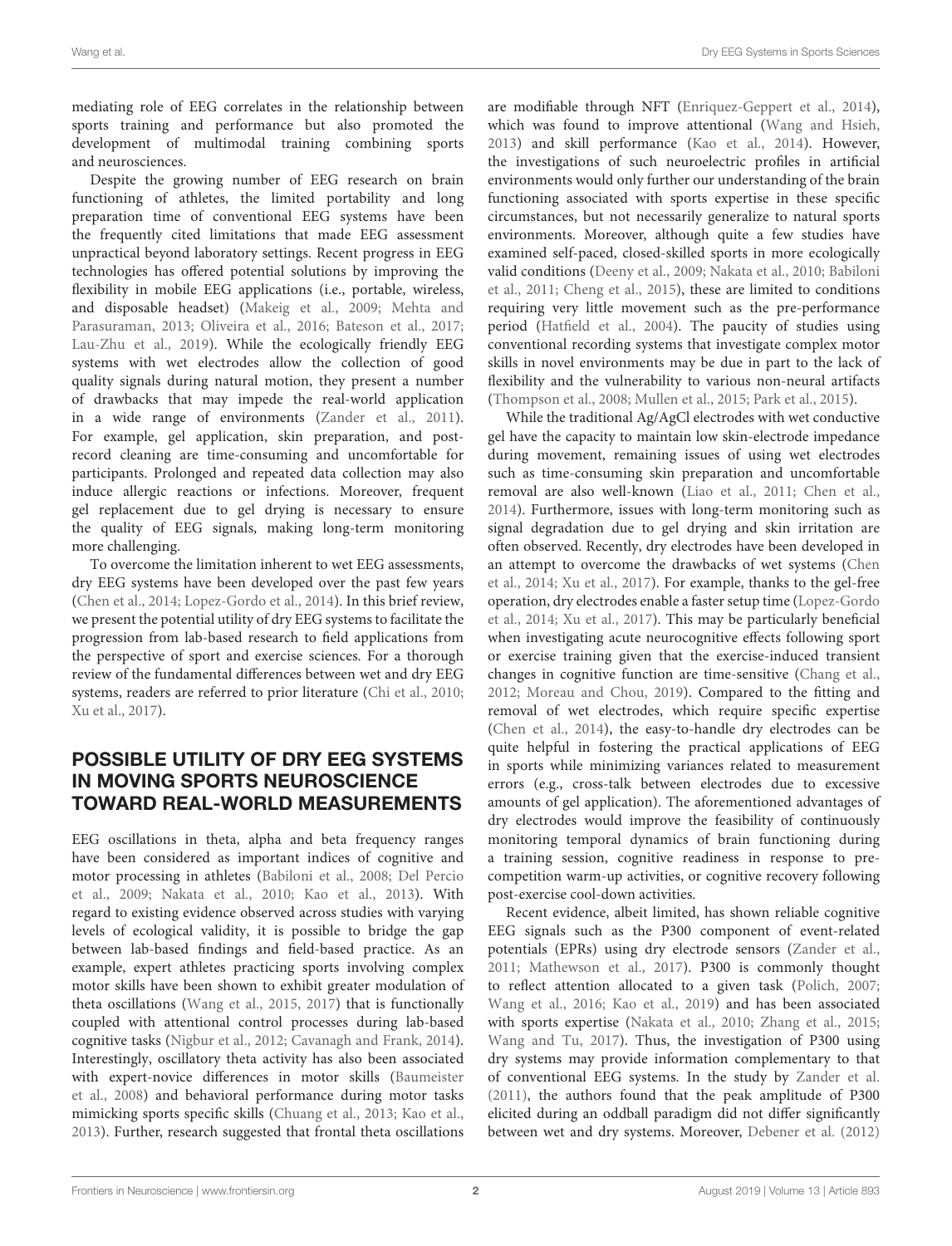mediating role of EEG correlates in the relationship between sports training and performance but also promoted the development of multimodal training combining sports and neurosciences.

Despite the growing number of EEG research on brain functioning of athletes, the limited portability and long preparation time of conventional EEG systems have been the frequently cited limitations that made EEG assessment unpractical beyond laboratory settings. Recent progress in EEG technologies has offered potential solutions by improving the flexibility in mobile EEG applications (i.e., portable, wireless, and disposable headset) (Makeig et al., 2009; Mehta and Parasuraman, 2013; Oliveira et al., 2016; Bateson et al., 2017; Lau-Zhu et al., 2019). While the ecologically friendly EEG systems with wet electrodes allow the collection of good quality signals during natural motion, they present a number of drawbacks that may impede the real-world application in a wide range of environments (Zander et al., 2011). For example, gel application, skin preparation, and post-record cleaning are time-consuming and uncomfortable for participants. Prolonged and repeated data collection may also induce allergic reactions or infections. Moreover, frequent gel replacement due to gel drying is necessary to ensure the quality of EEG signals, making long-term monitoring more challenging.

To overcome the limitation inherent to wet EEG assessments, dry EEG systems have been developed over the past few years (Chen et al., 2014; Lopez-Gordo et al., 2014). In this brief review, we present the potential utility of dry EEG systems to facilitate the progression from lab-based research to field applications from the perspective of sport and exercise sciences. For a thorough review of the fundamental differences between wet and dry EEG systems, readers are referred to prior literature (Chi et al., 2010; Xu et al., 2017).

## POSSIBLE UTILITY OF DRY EEG SYSTEMS IN MOVING SPORTS NEUROSCIENCE TOWARD REAL-WORLD MEASUREMENTS

EEG oscillations in theta, alpha and beta frequency ranges have been considered as important indices of cognitive and motor processing in athletes (Babiloni et al., 2008; Del Percio et al., 2009; Nakata et al., 2010; Kao et al., 2013). With regard to existing evidence observed across studies with varying levels of ecological validity, it is possible to bridge the gap between lab-based findings and field-based practice. As an example, expert athletes practicing sports involving complex motor skills have been shown to exhibit greater modulation of theta oscillations (Wang et al., 2015, 2017) that is functionally coupled with attentional control processes during lab-based cognitive tasks (Nigbur et al., 2012; Cavanagh and Frank, 2014). Interestingly, oscillatory theta activity has also been associated with expert-novice differences in motor skills (Baumeister et al., 2008) and behavioral performance during motor tasks mimicking sports specific skills (Chuang et al., 2013; Kao et al., 2013). Further, research suggested that frontal theta oscillations are modifiable through NFT (Enriquez-Geppert et al., 2014), which was found to improve attentional (Wang and Hsieh, 2013) and skill performance (Kao et al., 2014). However, the investigations of such neuroelectric profiles in artificial environments would only further our understanding of the brain functioning associated with sports expertise in these specific circumstances, but not necessarily generalize to natural sports environments. Moreover, although quite a few studies have examined self-paced, closed-skilled sports in more ecologically valid conditions (Deeny et al., 2009; Nakata et al., 2010; Babiloni et al., 2011; Cheng et al., 2015), these are limited to conditions requiring very little movement such as the pre-performance period (Hatfield et al., 2004). The paucity of studies using conventional recording systems that investigate complex motor skills in novel environments may be due in part to the lack of flexibility and the vulnerability to various non-neural artifacts (Thompson et al., 2008; Mullen et al., 2015; Park et al., 2015).

While the traditional Ag/AgCl electrodes with wet conductive gel have the capacity to maintain low skin-electrode impedance during movement, remaining issues of using wet electrodes such as time-consuming skin preparation and uncomfortable removal are also well-known (Liao et al., 2011; Chen et al., 2014). Furthermore, issues with long-term monitoring such as signal degradation due to gel drying and skin irritation are often observed. Recently, dry electrodes have been developed in an attempt to overcome the drawbacks of wet systems (Chen et al., 2014; Xu et al., 2017). For example, thanks to the gel-free operation, dry electrodes enable a faster setup time (Lopez-Gordo et al., 2014; Xu et al., 2017). This may be particularly beneficial when investigating acute neurocognitive effects following sport or exercise training given that the exercise-induced transient changes in cognitive function are time-sensitive (Chang et al., 2012; Moreau and Chou, 2019). Compared to the fitting and removal of wet electrodes, which require specific expertise (Chen et al., 2014), the easy-to-handle dry electrodes can be quite helpful in fostering the practical applications of EEG in sports while minimizing variances related to measurement errors (e.g., cross-talk between electrodes due to excessive amounts of gel application). The aforementioned advantages of dry electrodes would improve the feasibility of continuously monitoring temporal dynamics of brain functioning during a training session, cognitive readiness in response to pre-competition warm-up activities, or cognitive recovery following post-exercise cool-down activities.

Recent evidence, albeit limited, has shown reliable cognitive EEG signals such as the P300 component of event-related potentials (EPRs) using dry electrode sensors (Zander et al., 2011; Mathewson et al., 2017). P300 is commonly thought to reflect attention allocated to a given task (Polich, 2007; Wang et al., 2016; Kao et al., 2019) and has been associated with sports expertise (Nakata et al., 2010; Zhang et al., 2015; Wang and Tu, 2017). Thus, the investigation of P300 using dry systems may provide information complementary to that of conventional EEG systems. In the study by Zander et al. (2011), the authors found that the peak amplitude of P300 elicited during an oddball paradigm did not differ significantly between wet and dry systems. Moreover, Debener et al. (2012)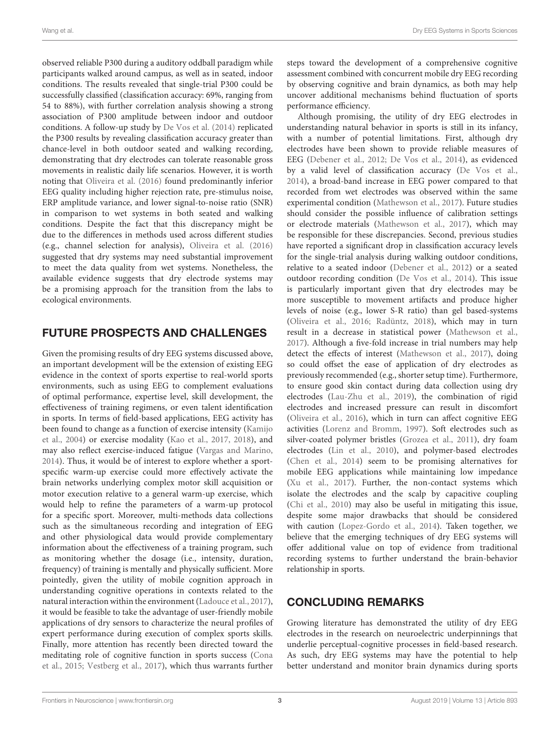observed reliable P300 during a auditory oddball paradigm while participants walked around campus, as well as in seated, indoor conditions. The results revealed that single-trial P300 could be successfully classified (classification accuracy: 69%, ranging from 54 to 88%), with further correlation analysis showing a strong association of P300 amplitude between indoor and outdoor conditions. A follow-up study by De Vos et al. (2014) replicated the P300 results by revealing classification accuracy greater than chance-level in both outdoor seated and walking recording, demonstrating that dry electrodes can tolerate reasonable gross movements in realistic daily life scenarios. However, it is worth noting that Oliveira et al. (2016) found predominantly inferior EEG quality including higher rejection rate, pre-stimulus noise, ERP amplitude variance, and lower signal-to-noise ratio (SNR) in comparison to wet systems in both seated and walking conditions. Despite the fact that this discrepancy might be due to the differences in methods used across different studies (e.g., channel selection for analysis), Oliveira et al. (2016) suggested that dry systems may need substantial improvement to meet the data quality from wet systems. Nonetheless, the available evidence suggests that dry electrode systems may be a promising approach for the transition from the labs to ecological environments.

## FUTURE PROSPECTS AND CHALLENGES

Given the promising results of dry EEG systems discussed above, an important development will be the extension of existing EEG evidence in the context of sports expertise to real-world sports environments, such as using EEG to complement evaluations of optimal performance, expertise level, skill development, the effectiveness of training regimens, or even talent identification in sports. In terms of field-based applications, EEG activity has been found to change as a function of exercise intensity (Kamijo et al., 2004) or exercise modality (Kao et al., 2017, 2018), and may also reflect exercise-induced fatigue (Vargas and Marino, 2014). Thus, it would be of interest to explore whether a sport-specific warm-up exercise could more effectively activate the brain networks underlying complex motor skill acquisition or motor execution relative to a general warm-up exercise, which would help to refine the parameters of a warm-up protocol for a specific sport. Moreover, multi-methods data collections such as the simultaneous recording and integration of EEG and other physiological data would provide complementary information about the effectiveness of a training program, such as monitoring whether the dosage (i.e., intensity, duration, frequency) of training is mentally and physically sufficient. More pointedly, given the utility of mobile cognition approach in understanding cognitive operations in contexts related to the natural interaction within the environment (Ladouce et al., 2017), it would be feasible to take the advantage of user-friendly mobile applications of dry sensors to characterize the neural profiles of expert performance during execution of complex sports skills. Finally, more attention has recently been directed toward the meditating role of cognitive function in sports success (Cona et al., 2015; Vestberg et al., 2017), which thus warrants further steps toward the development of a comprehensive cognitive assessment combined with concurrent mobile dry EEG recording by observing cognitive and brain dynamics, as both may help uncover additional mechanisms behind fluctuation of sports performance efficiency.

Although promising, the utility of dry EEG electrodes in understanding natural behavior in sports is still in its infancy, with a number of potential limitations. First, although dry electrodes have been shown to provide reliable measures of EEG (Debener et al., 2012; De Vos et al., 2014), as evidenced by a valid level of classification accuracy (De Vos et al., 2014), a broad-band increase in EEG power compared to that recorded from wet electrodes was observed within the same experimental condition (Mathewson et al., 2017). Future studies should consider the possible influence of calibration settings or electrode materials (Mathewson et al., 2017), which may be responsible for these discrepancies. Second, previous studies have reported a significant drop in classification accuracy levels for the single-trial analysis during walking outdoor conditions, relative to a seated indoor (Debener et al., 2012) or a seated outdoor recording condition (De Vos et al., 2014). This issue is particularly important given that dry electrodes may be more susceptible to movement artifacts and produce higher levels of noise (e.g., lower S-R ratio) than gel based-systems (Oliveira et al., 2016; Radüntz, 2018), which may in turn result in a decrease in statistical power (Mathewson et al., 2017). Although a five-fold increase in trial numbers may help detect the effects of interest (Mathewson et al., 2017), doing so could offset the ease of application of dry electrodes as previously recommended (e.g., shorter setup time). Furthermore, to ensure good skin contact during data collection using dry electrodes (Lau-Zhu et al., 2019), the combination of rigid electrodes and increased pressure can result in discomfort (Oliveira et al., 2016), which in turn can affect cognitive EEG activities (Lorenz and Bromm, 1997). Soft electrodes such as silver-coated polymer bristles (Grozea et al., 2011), dry foam electrodes (Lin et al., 2010), and polymer-based electrodes (Chen et al., 2014) seem to be promising alternatives for mobile EEG applications while maintaining low impedance (Xu et al., 2017). Further, the non-contact systems which isolate the electrodes and the scalp by capacitive coupling (Chi et al., 2010) may also be useful in mitigating this issue, despite some major drawbacks that should be considered with caution (Lopez-Gordo et al., 2014). Taken together, we believe that the emerging techniques of dry EEG systems will offer additional value on top of evidence from traditional recording systems to further understand the brain-behavior relationship in sports.

## CONCLUDING REMARKS

Growing literature has demonstrated the utility of dry EEG electrodes in the research on neuroelectric underpinnings that underlie perceptual-cognitive processes in field-based research. As such, dry EEG systems may have the potential to help better understand and monitor brain dynamics during sports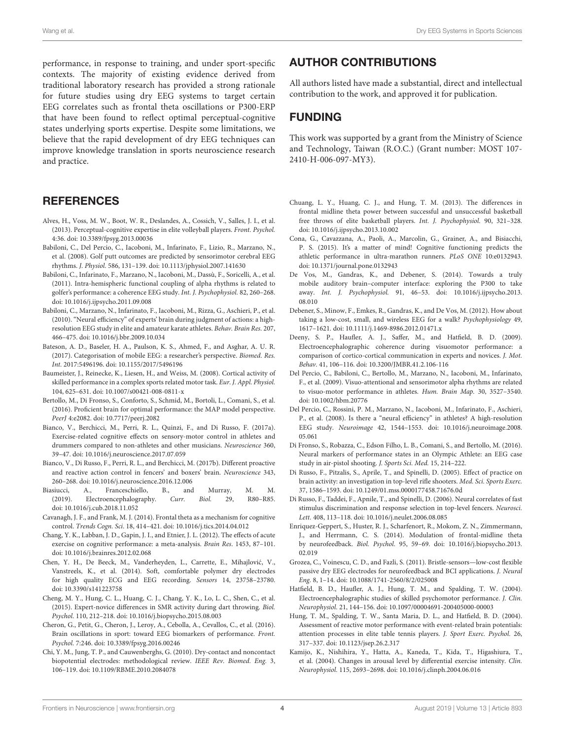performance, in response to training, and under sport-specific contexts. The majority of existing evidence derived from traditional laboratory research has provided a strong rationale for future studies using dry EEG systems to target certain EEG correlates such as frontal theta oscillations or P300-ERP that have been found to reflect optimal perceptual-cognitive states underlying sports expertise. Despite some limitations, we believe that the rapid development of dry EEG techniques can improve knowledge translation in sports neuroscience research and practice.

## AUTHOR CONTRIBUTIONS

All authors listed have made a substantial, direct and intellectual contribution to the work, and approved it for publication.

## FUNDING

This work was supported by a grant from the Ministry of Science and Technology, Taiwan (R.O.C.) (Grant number: MOST 107-2410-H-006-097-MY3).

## REFERENCES

Alves, H., Voss, M. W., Boot, W. R., Deslandes, A., Cossich, V., Salles, J. I., et al. (2013). Perceptual-cognitive expertise in elite volleyball players. *Front. Psychol.* 4:36. doi: 10.3389/fpsyg.2013.00036

Babiloni, C., Del Percio, C., Iacoboni, M., Infarinato, F., Lizio, R., Marzano, N., et al. (2008). Golf putt outcomes are predicted by sensorimotor cerebral EEG rhythms. *J. Physiol.* 586, 131–139. doi: 10.1113/jphysiol.2007.141630

Babiloni, C., Infarinato, F., Marzano, N., Iacoboni, M., Dassù, F., Soricelli, A., et al. (2011). Intra-hemispheric functional coupling of alpha rhythms is related to golfer's performance: a coherence EEG study. *Int. J. Psychophysiol.* 82, 260–268. doi: 10.1016/j.ijpsycho.2011.09.008

Babiloni, C., Marzano, N., Infarinato, F., Iacoboni, M., Rizza, G., Aschieri, P., et al. (2010). "Neural efficiency" of experts' brain during judgment of actions: a high-resolution EEG study in elite and amateur karate athletes. *Behav. Brain Res.* 207, 466–475. doi: 10.1016/j.bbr.2009.10.034

Bateson, A. D., Baseler, H. A., Paulson, K. S., Ahmed, F., and Asghar, A. U. R. (2017). Categorisation of mobile EEG: a researcher's perspective. *Biomed. Res. Int.* 2017:5496196. doi: 10.1155/2017/5496196

Baumeister, J., Reinecke, K., Liesen, H., and Weiss, M. (2008). Cortical activity of skilled performance in a complex sports related motor task. *Eur. J. Appl. Physiol.* 104, 625–631. doi: 10.1007/s00421-008-0811-x

Bertollo, M., Di Fronso, S., Conforto, S., Schmid, M., Bortoli, L., Comani, S., et al. (2016). Proficient brain for optimal performance: the MAP model perspective. *PeerJ* 4:e2082. doi: 10.7717/peerj.2082

Bianco, V., Berchicci, M., Perri, R. L., Quinzi, F., and Di Russo, F. (2017a). Exercise-related cognitive effects on sensory-motor control in athletes and drummers compared to non-athletes and other musicians. *Neuroscience* 360, 39–47. doi: 10.1016/j.neuroscience.2017.07.059

Bianco, V., Di Russo, F., Perri, R. L., and Berchicci, M. (2017b). Different proactive and reactive action control in fencers' and boxers' brain. *Neuroscience* 343, 260–268. doi: 10.1016/j.neuroscience.2016.12.006

Biasiucci, A., Franceschiello, B., and Murray, M. M. (2019). Electroencephalography. *Curr. Biol.* 29, R80–R85. doi: 10.1016/j.cub.2018.11.052

Cavanagh, J. F., and Frank, M. J. (2014). Frontal theta as a mechanism for cognitive control. *Trends Cogn. Sci.* 18, 414–421. doi: 10.1016/j.tics.2014.04.012

Chang, Y. K., Labban, J. D., Gapin, J. I., and Etnier, J. L. (2012). The effects of acute exercise on cognitive performance: a meta-analysis. *Brain Res.* 1453, 87–101. doi: 10.1016/j.brainres.2012.02.068

Chen, Y. H., De Beeck, M., Vanderheyden, L., Carrette, E., Mihajlović, V., Vanstreels, K., et al. (2014). Soft, comfortable polymer dry electrodes for high quality ECG and EEG recording. *Sensors* 14, 23758–23780. doi: 10.3390/s141223758

Cheng, M. Y., Hung, C. L., Huang, C. J., Chang, Y. K., Lo, L. C., Shen, C., et al. (2015). Expert-novice differences in SMR activity during dart throwing. *Biol. Psychol.* 110, 212–218. doi: 10.1016/j.biopsycho.2015.08.003

Cheron, G., Petit, G., Cheron, J., Leroy, A., Cebolla, A., Cevallos, C., et al. (2016). Brain oscillations in sport: toward EEG biomarkers of performance. *Front. Psychol.* 7:246. doi: 10.3389/fpsyg.2016.00246

Chi, Y. M., Jung, T. P., and Cauwenberghs, G. (2010). Dry-contact and noncontact biopotential electrodes: methodological review. *IEEE Rev. Biomed. Eng.* 3, 106–119. doi: 10.1109/RBME.2010.2084078

Chuang, L. Y., Huang, C. J., and Hung, T. M. (2013). The differences in frontal midline theta power between successful and unsuccessful basketball free throws of elite basketball players. *Int. J. Psychophysiol.* 90, 321–328. doi: 10.1016/j.ijpsycho.2013.10.002

Cona, G., Cavazzana, A., Paoli, A., Marcolin, G., Grainer, A., and Bisiacchi, P. S. (2015). It's a matter of mind! Cognitive functioning predicts the athletic performance in ultra-marathon runners. *PLoS ONE* 10:e0132943. doi: 10.1371/journal.pone.0132943

De Vos, M., Gandras, K., and Debener, S. (2014). Towards a truly mobile auditory brain–computer interface: exploring the P300 to take away. *Int. J. Psychophysiol.* 91, 46–53. doi: 10.1016/j.ijpsycho.2013.08.010

Debener, S., Minow, F., Emkes, R., Gandras, K., and De Vos, M. (2012). How about taking a low-cost, small, and wireless EEG for a walk? *Psychophysiology* 49, 1617–1621. doi: 10.1111/j.1469-8986.2012.01471.x

Deeny, S. P., Haufler, A. J., Saffer, M., and Hatfield, B. D. (2009). Electroencephalographic coherence during visuomotor performance: a comparison of cortico-cortical communication in experts and novices. *J. Mot. Behav.* 41, 106–116. doi: 10.3200/JMBR.41.2.106-116

Del Percio, C., Babiloni, C., Bertollo, M., Marzano, N., Iacoboni, M., Infarinato, F., et al. (2009). Visuo-attentional and sensorimotor alpha rhythms are related to visuo-motor performance in athletes. *Hum. Brain Map.* 30, 3527–3540. doi: 10.1002/hbm.20776

Del Percio, C., Rossini, P. M., Marzano, N., Iacoboni, M., Infarinato, F., Aschieri, P., et al. (2008). Is there a "neural efficiency" in athletes? A high-resolution EEG study. *Neuroimage* 42, 1544–1553. doi: 10.1016/j.neuroimage.2008.05.061

Di Fronso, S., Robazza, C., Edson Filho, L. B., Comani, S., and Bertollo, M. (2016). Neural markers of performance states in an Olympic Athlete: an EEG case study in air-pistol shooting. *J. Sports Sci. Med.* 15, 214–222.

Di Russo, F., Pitzalis, S., Aprile, T., and Spinelli, D. (2005). Effect of practice on brain activity: an investigation in top-level rifle shooters. *Med. Sci. Sports Exerc.* 37, 1586–1593. doi: 10.1249/01.mss.0000177458.71676.0d

Di Russo, F., Taddei, F., Apnile, T., and Spinelli, D. (2006). Neural correlates of fast stimulus discrimination and response selection in top-level fencers. *Neurosci. Lett.* 408, 113–118. doi: 10.1016/j.neulet.2006.08.085

Enriquez-Geppert, S., Huster, R. J., Scharfenort, R., Mokom, Z. N., Zimmermann, J., and Herrmann, C. S. (2014). Modulation of frontal-midline theta by neurofeedback. *Biol. Psychol.* 95, 59–69. doi: 10.1016/j.biopsycho.2013.02.019

Grozea, C., Voinescu, C. D., and Fazli, S. (2011). Bristle-sensors—low-cost flexible passive dry EEG electrodes for neurofeedback and BCI applications. *J. Neural Eng.* 8, 1–14. doi: 10.1088/1741-2560/8/2/025008

Hatfield, B. D., Haufler, A. J., Hung, T. M., and Spalding, T. W. (2004). Electroencephalographic studies of skilled psychomotor performance. *J. Clin. Neurophysiol.* 21, 144–156. doi: 10.1097/00004691-200405000-00003

Hung, T. M., Spalding, T. W., Santa Maria, D. L., and Hatfield, B. D. (2004). Assessment of reactive motor performance with event-related brain potentials: attention processes in elite table tennis players. *J. Sport Exerc. Psychol.* 26, 317–337. doi: 10.1123/jsep.26.2.317

Kamijo, K., Nishihira, Y., Hatta, A., Kaneda, T., Kida, T., Higashiura, T., et al. (2004). Changes in arousal level by differential exercise intensity. *Clin. Neurophysiol.* 115, 2693–2698. doi: 10.1016/j.clinph.2004.06.016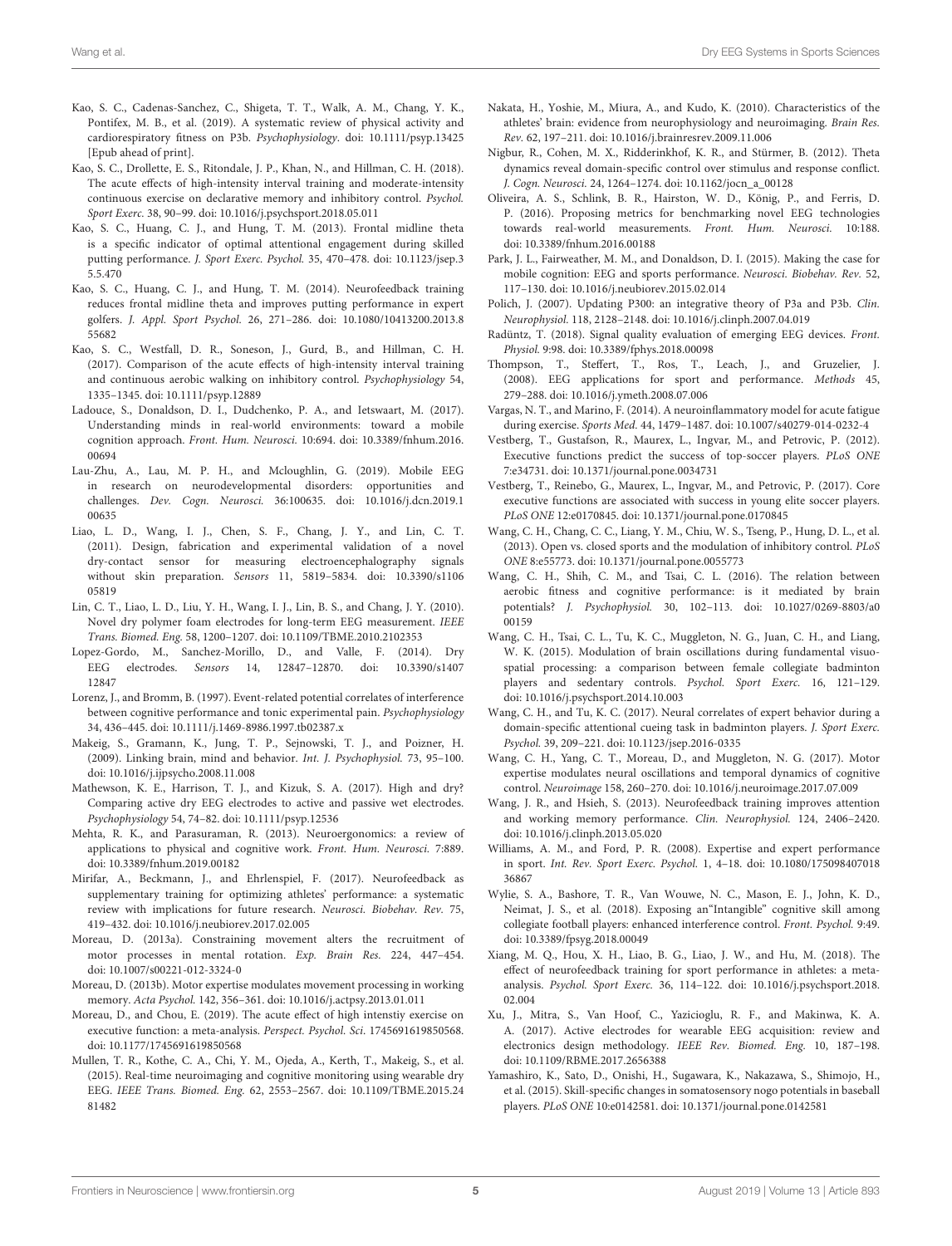Kao, S. C., Cadenas-Sanchez, C., Shigeta, T. T., Walk, A. M., Chang, Y. K., Pontifex, M. B., et al. (2019). A systematic review of physical activity and cardiorespiratory fitness on P3b. *Psychophysiology*. doi: 10.1111/psyp.13425 [Epub ahead of print].

Kao, S. C., Drollette, E. S., Ritondale, J. P., Khan, N., and Hillman, C. H. (2018). The acute effects of high-intensity interval training and moderate-intensity continuous exercise on declarative memory and inhibitory control. *Psychol. Sport Exerc.* 38, 90–99. doi: 10.1016/j.psychsport.2018.05.011

Kao, S. C., Huang, C. J., and Hung, T. M. (2013). Frontal midline theta is a specific indicator of optimal attentional engagement during skilled putting performance. *J. Sport Exerc. Psychol.* 35, 470–478. doi: 10.1123/jsep.35.5.470

Kao, S. C., Huang, C. J., and Hung, T. M. (2014). Neurofeedback training reduces frontal midline theta and improves putting performance in expert golfers. *J. Appl. Sport Psychol.* 26, 271–286. doi: 10.1080/10413200.2013.855682

Kao, S. C., Westfall, D. R., Soneson, J., Gurd, B., and Hillman, C. H. (2017). Comparison of the acute effects of high-intensity interval training and continuous aerobic walking on inhibitory control. *Psychophysiology* 54, 1335–1345. doi: 10.1111/psyp.12889

Ladouce, S., Donaldson, D. I., Dudchenko, P. A., and Ietswaart, M. (2017). Understanding minds in real-world environments: toward a mobile cognition approach. *Front. Hum. Neurosci.* 10:694. doi: 10.3389/fnhum.2016.00694

Lau-Zhu, A., Lau, M. P. H., and Mcloughlin, G. (2019). Mobile EEG in research on neurodevelopmental disorders: opportunities and challenges. *Dev. Cogn. Neurosci.* 36:100635. doi: 10.1016/j.dcn.2019.100635

Liao, L. D., Wang, I. J., Chen, S. F., Chang, J. Y., and Lin, C. T. (2011). Design, fabrication and experimental validation of a novel dry-contact sensor for measuring electroencephalography signals without skin preparation. *Sensors* 11, 5819–5834. doi: 10.3390/s110605819

Lin, C. T., Liao, L. D., Liu, Y. H., Wang, I. J., Lin, B. S., and Chang, J. Y. (2010). Novel dry polymer foam electrodes for long-term EEG measurement. *IEEE Trans. Biomed. Eng.* 58, 1200–1207. doi: 10.1109/TBME.2010.2102353

Lopez-Gordo, M., Sanchez-Morillo, D., and Valle, F. (2014). Dry EEG electrodes. *Sensors* 14, 12847–12870. doi: 10.3390/s140712847

Lorenz, J., and Bromm, B. (1997). Event-related potential correlates of interference between cognitive performance and tonic experimental pain. *Psychophysiology* 34, 436–445. doi: 10.1111/j.1469-8986.1997.tb02387.x

Makeig, S., Gramann, K., Jung, T. P., Sejnowski, T. J., and Poizner, H. (2009). Linking brain, mind and behavior. *Int. J. Psychophysiol.* 73, 95–100. doi: 10.1016/j.ijpsycho.2008.11.008

Mathewson, K. E., Harrison, T. J., and Kizuk, S. A. (2017). High and dry? Comparing active dry EEG electrodes to active and passive wet electrodes. *Psychophysiology* 54, 74–82. doi: 10.1111/psyp.12536

Mehta, R. K., and Parasuraman, R. (2013). Neuroergonomics: a review of applications to physical and cognitive work. *Front. Hum. Neurosci.* 7:889. doi: 10.3389/fnhum.2019.00182

Mirifar, A., Beckmann, J., and Ehrlenspiel, F. (2017). Neurofeedback as supplementary training for optimizing athletes' performance: a systematic review with implications for future research. *Neurosci. Biobehav. Rev.* 75, 419–432. doi: 10.1016/j.neubiorev.2017.02.005

Moreau, D. (2013a). Constraining movement alters the recruitment of motor processes in mental rotation. *Exp. Brain Res.* 224, 447–454. doi: 10.1007/s00221-012-3324-0

Moreau, D. (2013b). Motor expertise modulates movement processing in working memory. *Acta Psychol.* 142, 356–361. doi: 10.1016/j.actpsy.2013.01.011

Moreau, D., and Chou, E. (2019). The acute effect of high intenstiy exercise on executive function: a meta-analysis. *Perspect. Psychol. Sci.* 1745691619850568. doi: 10.1177/1745691619850568

Mullen, T. R., Kothe, C. A., Chi, Y. M., Ojeda, A., Kerth, T., Makeig, S., et al. (2015). Real-time neuroimaging and cognitive monitoring using wearable dry EEG. *IEEE Trans. Biomed. Eng.* 62, 2553–2567. doi: 10.1109/TBME.2015.2481482

Nakata, H., Yoshie, M., Miura, A., and Kudo, K. (2010). Characteristics of the athletes' brain: evidence from neurophysiology and neuroimaging. *Brain Res. Rev.* 62, 197–211. doi: 10.1016/j.brainresrev.2009.11.006

Nigbur, R., Cohen, M. X., Ridderinkhof, K. R., and Stürmer, B. (2012). Theta dynamics reveal domain-specific control over stimulus and response conflict. *J. Cogn. Neurosci.* 24, 1264–1274. doi: 10.1162/jocn_a_00128

Oliveira, A. S., Schlink, B. R., Hairston, W. D., König, P., and Ferris, D. P. (2016). Proposing metrics for benchmarking novel EEG technologies towards real-world measurements. *Front. Hum. Neurosci.* 10:188. doi: 10.3389/fnhum.2016.00188

Park, J. L., Fairweather, M. M., and Donaldson, D. I. (2015). Making the case for mobile cognition: EEG and sports performance. *Neurosci. Biobehav. Rev.* 52, 117–130. doi: 10.1016/j.neubiorev.2015.02.014

Polich, J. (2007). Updating P300: an integrative theory of P3a and P3b. *Clin. Neurophysiol.* 118, 2128–2148. doi: 10.1016/j.clinph.2007.04.019

Radüntz, T. (2018). Signal quality evaluation of emerging EEG devices. *Front. Physiol.* 9:98. doi: 10.3389/fphys.2018.00098

Thompson, T., Steffert, T., Ros, T., Leach, J., and Gruzelier, J. (2008). EEG applications for sport and performance. *Methods* 45, 279–288. doi: 10.1016/j.ymeth.2008.07.006

Vargas, N. T., and Marino, F. (2014). A neuroinflammatory model for acute fatigue during exercise. *Sports Med.* 44, 1479–1487. doi: 10.1007/s40279-014-0232-4

Vestberg, T., Gustafson, R., Maurex, L., Ingvar, M., and Petrovic, P. (2012). Executive functions predict the success of top-soccer players. *PLoS ONE* 7:e34731. doi: 10.1371/journal.pone.0034731

Vestberg, T., Reinebo, G., Maurex, L., Ingvar, M., and Petrovic, P. (2017). Core executive functions are associated with success in young elite soccer players. *PLoS ONE* 12:e0170845. doi: 10.1371/journal.pone.0170845

Wang, C. H., Chang, C. C., Liang, Y. M., Chiu, W. S., Tseng, P., Hung, D. L., et al. (2013). Open vs. closed sports and the modulation of inhibitory control. *PLoS ONE* 8:e55773. doi: 10.1371/journal.pone.0055773

Wang, C. H., Shih, C. M., and Tsai, C. L. (2016). The relation between aerobic fitness and cognitive performance: is it mediated by brain potentials? *J. Psychophysiol.* 30, 102–113. doi: 10.1027/0269-8803/a000159

Wang, C. H., Tsai, C. L., Tu, K. C., Muggleton, N. G., Juan, C. H., and Liang, W. K. (2015). Modulation of brain oscillations during fundamental visuo-spatial processing: a comparison between female collegiate badminton players and sedentary controls. *Psychol. Sport Exerc.* 16, 121–129. doi: 10.1016/j.psychsport.2014.10.003

Wang, C. H., and Tu, K. C. (2017). Neural correlates of expert behavior during a domain-specific attentional cueing task in badminton players. *J. Sport Exerc. Psychol.* 39, 209–221. doi: 10.1123/jsep.2016-0335

Wang, C. H., Yang, C. T., Moreau, D., and Muggleton, N. G. (2017). Motor expertise modulates neural oscillations and temporal dynamics of cognitive control. *Neuroimage* 158, 260–270. doi: 10.1016/j.neuroimage.2017.07.009

Wang, J. R., and Hsieh, S. (2013). Neurofeedback training improves attention and working memory performance. *Clin. Neurophysiol.* 124, 2406–2420. doi: 10.1016/j.clinph.2013.05.020

Williams, A. M., and Ford, P. R. (2008). Expertise and expert performance in sport. *Int. Rev. Sport Exerc. Psychol.* 1, 4–18. doi: 10.1080/17509840701836867

Wylie, S. A., Bashore, T. R., Van Wouwe, N. C., Mason, E. J., John, K. D., Neimat, J. S., et al. (2018). Exposing an"Intangible" cognitive skill among collegiate football players: enhanced interference control. *Front. Psychol.* 9:49. doi: 10.3389/fpsyg.2018.00049

Xiang, M. Q., Hou, X. H., Liao, B. G., Liao, J. W., and Hu, M. (2018). The effect of neurofeedback training for sport performance in athletes: a meta-analysis. *Psychol. Sport Exerc.* 36, 114–122. doi: 10.1016/j.psychsport.2018.02.004

Xu, J., Mitra, S., Van Hoof, C., Yazicioglu, R. F., and Makinwa, K. A. A. (2017). Active electrodes for wearable EEG acquisition: review and electronics design methodology. *IEEE Rev. Biomed. Eng.* 10, 187–198. doi: 10.1109/RBME.2017.2656388

Yamashiro, K., Sato, D., Onishi, H., Sugawara, K., Nakazawa, S., Shimojo, H., et al. (2015). Skill-specific changes in somatosensory nogo potentials in baseball players. *PLoS ONE* 10:e0142581. doi: 10.1371/journal.pone.0142581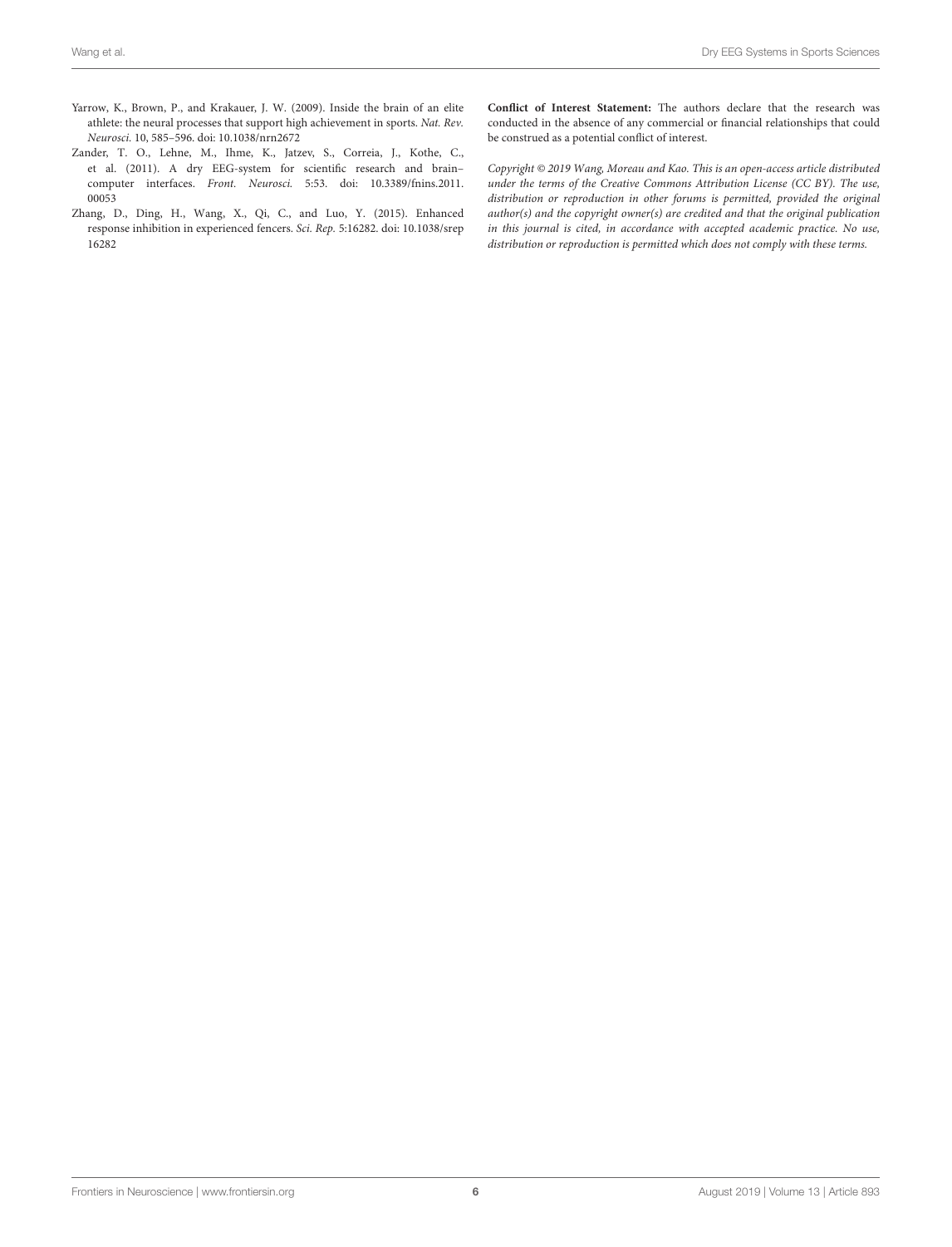Yarrow, K., Brown, P., and Krakauer, J. W. (2009). Inside the brain of an elite athlete: the neural processes that support high achievement in sports. *Nat. Rev. Neurosci.* 10, 585–596. doi: 10.1038/nrn2672

Zander, T. O., Lehne, M., Ihme, K., Jatzev, S., Correia, J., Kothe, C., et al. (2011). A dry EEG-system for scientific research and brain–computer interfaces. *Front. Neurosci.* 5:53. doi: 10.3389/fnins.2011.00053

Zhang, D., Ding, H., Wang, X., Qi, C., and Luo, Y. (2015). Enhanced response inhibition in experienced fencers. *Sci. Rep.* 5:16282. doi: 10.1038/srep16282

**Conflict of Interest Statement:** The authors declare that the research was conducted in the absence of any commercial or financial relationships that could be construed as a potential conflict of interest.

*Copyright © 2019 Wang, Moreau and Kao. This is an open-access article distributed under the terms of the Creative Commons Attribution License (CC BY). The use, distribution or reproduction in other forums is permitted, provided the original author(s) and the copyright owner(s) are credited and that the original publication in this journal is cited, in accordance with accepted academic practice. No use, distribution or reproduction is permitted which does not comply with these terms.*